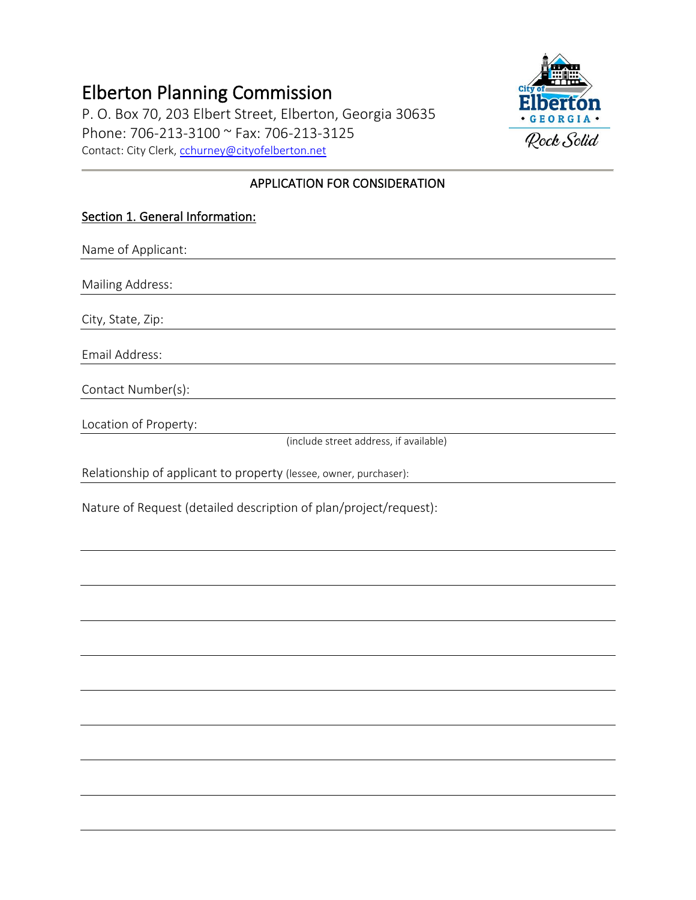# Elberton Planning Commission

P. O. Box 70, 203 Elbert Street, Elberton, Georgia 30635
Phone: 706-213-3100 ~ Fax: 706-213-3125
Contact: City Clerk, cchurney@cityofelberton.net

City of Elberton • GEORGIA • Rock Solid

---

APPLICATION FOR CONSIDERATION

## Section 1. General Information:

Name of Applicant: ______________________________

Mailing Address: ______________________________

City, State, Zip: ______________________________

Email Address: ______________________________

Contact Number(s): ______________________________

Location of Property: ______________________________
(include street address, if available)

Relationship of applicant to property (lessee, owner, purchaser): ______________________________

Nature of Request (detailed description of plan/project/request):

______________________________

______________________________

______________________________

______________________________

______________________________

______________________________

______________________________

______________________________

______________________________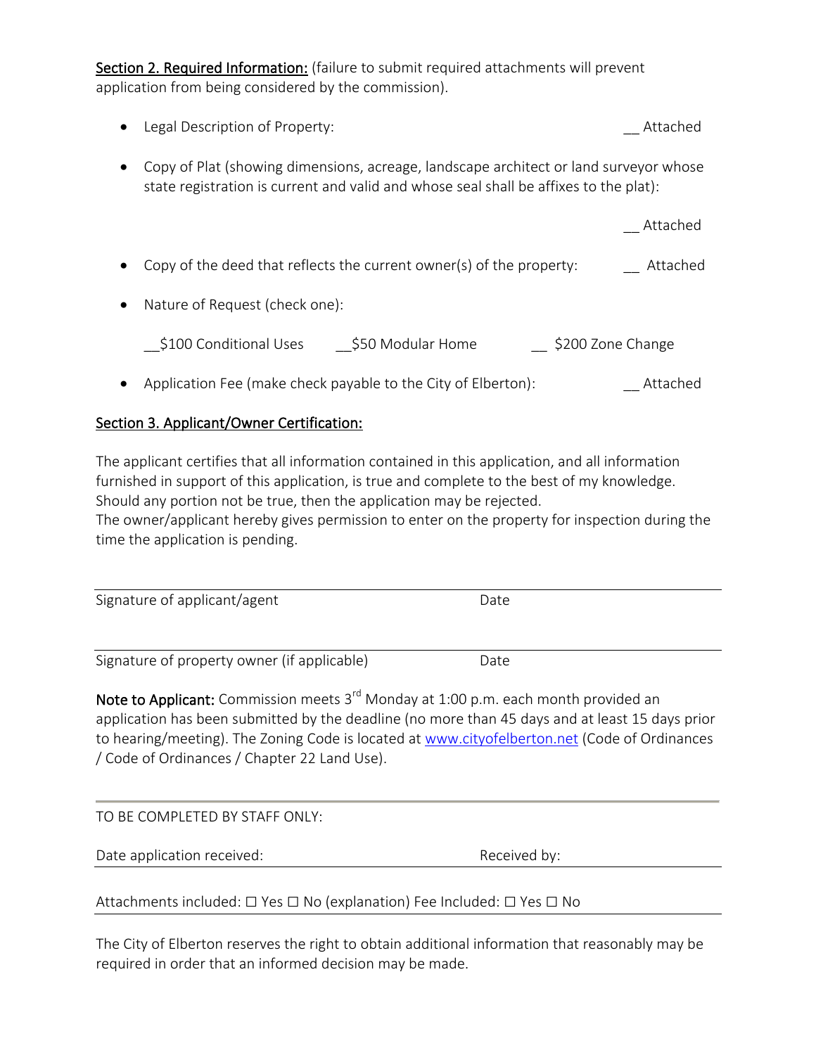**<u>Section 2. Required Information:</u>** (failure to submit required attachments will prevent application from being considered by the commission).

- Legal Description of Property: __ Attached
- Copy of Plat (showing dimensions, acreage, landscape architect or land surveyor whose state registration is current and valid and whose seal shall be affixes to the plat):

  __ Attached
- Copy of the deed that reflects the current owner(s) of the property: __ Attached
- Nature of Request (check one):

  __$100 Conditional Uses __$50 Modular Home __ $200 Zone Change
- Application Fee (make check payable to the City of Elberton): __ Attached

**<u>Section 3. Applicant/Owner Certification:</u>**

The applicant certifies that all information contained in this application, and all information furnished in support of this application, is true and complete to the best of my knowledge. Should any portion not be true, then the application may be rejected.
The owner/applicant hereby gives permission to enter on the property for inspection during the time the application is pending.

Signature of applicant/agent Date

Signature of property owner (if applicable) Date

**Note to Applicant:** Commission meets 3rd Monday at 1:00 p.m. each month provided an application has been submitted by the deadline (no more than 45 days and at least 15 days prior to hearing/meeting). The Zoning Code is located at www.cityofelberton.net (Code of Ordinances / Code of Ordinances / Chapter 22 Land Use).

TO BE COMPLETED BY STAFF ONLY:

Date application received: Received by:

Attachments included: ☐ Yes ☐ No (explanation) Fee Included: ☐ Yes ☐ No

The City of Elberton reserves the right to obtain additional information that reasonably may be required in order that an informed decision may be made.